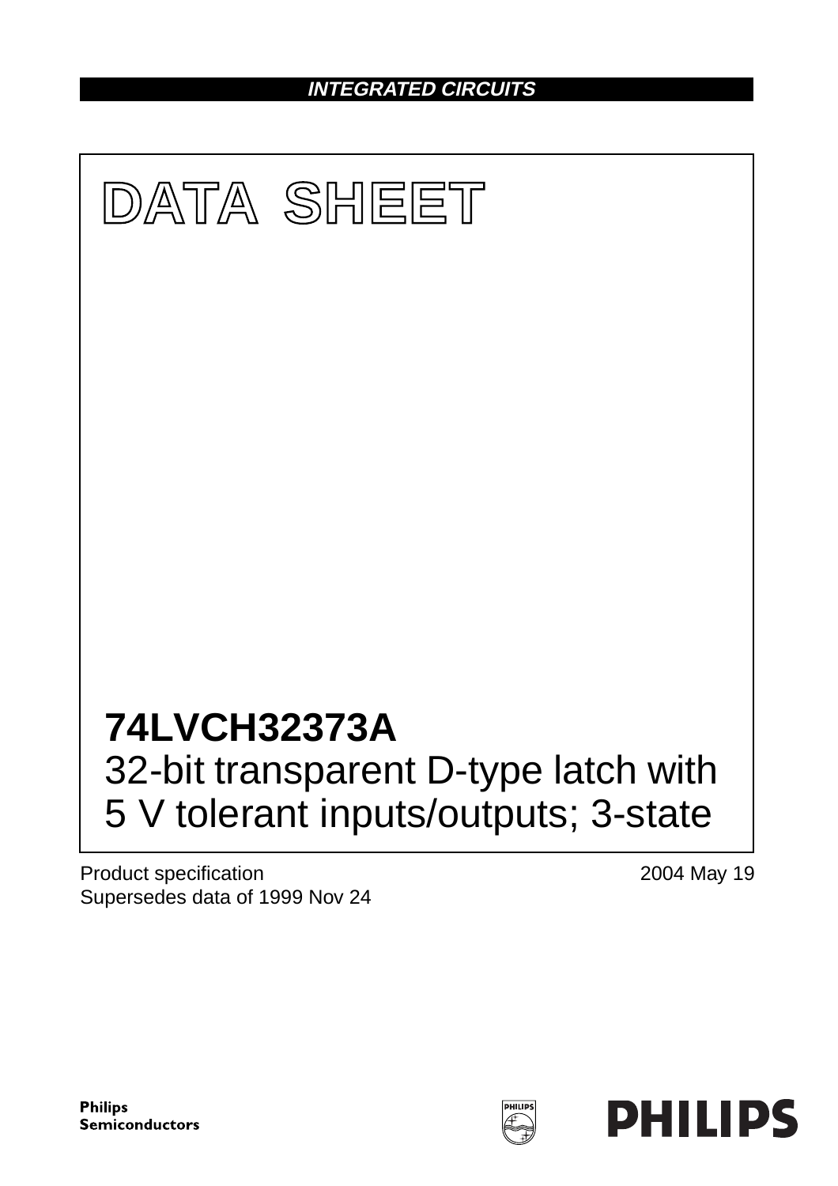**INTEGRATED CIRCUITS**

# DATA SHEET

# 74LVCH32373A
## 32-bit transparent D-type latch with 5 V tolerant inputs/outputs; 3-state

Product specification
Supersedes data of 1999 Nov 24

2004 May 19

**Philips Semiconductors**

**PHILIPS**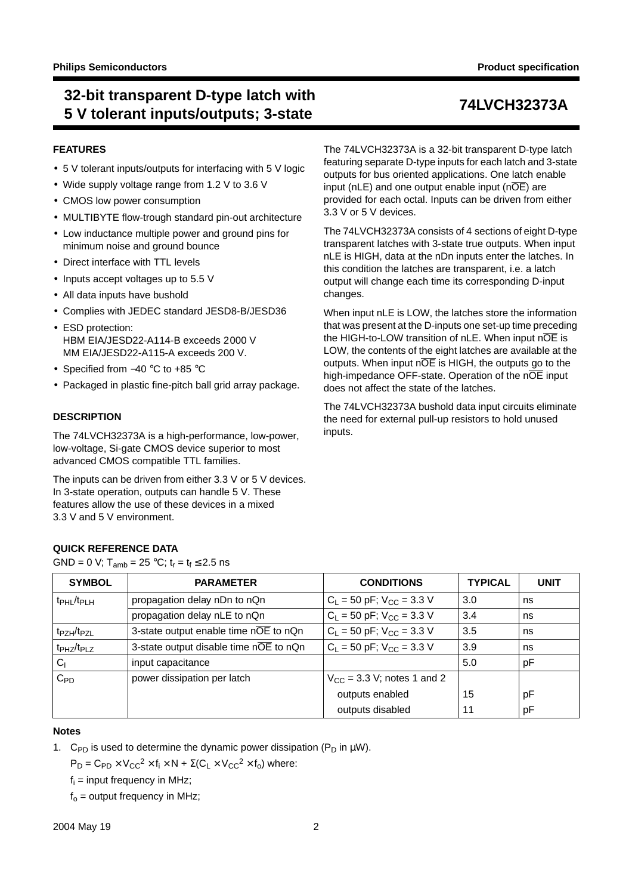## FEATURES

- 5 V tolerant inputs/outputs for interfacing with 5 V logic
- Wide supply voltage range from 1.2 V to 3.6 V
- CMOS low power consumption
- MULTIBYTE flow-trough standard pin-out architecture
- Low inductance multiple power and ground pins for minimum noise and ground bounce
- Direct interface with TTL levels
- Inputs accept voltages up to 5.5 V
- All data inputs have bushold
- Complies with JEDEC standard JESD8-B/JESD36
- ESD protection:
  HBM EIA/JESD22-A114-B exceeds 2000 V
  MM EIA/JESD22-A115-A exceeds 200 V.
- Specified from −40 °C to +85 °C
- Packaged in plastic fine-pitch ball grid array package.

## DESCRIPTION

The 74LVCH32373A is a high-performance, low-power, low-voltage, Si-gate CMOS device superior to most advanced CMOS compatible TTL families.

The inputs can be driven from either 3.3 V or 5 V devices. In 3-state operation, outputs can handle 5 V. These features allow the use of these devices in a mixed 3.3 V and 5 V environment.

The 74LVCH32373A is a 32-bit transparent D-type latch featuring separate D-type inputs for each latch and 3-state outputs for bus oriented applications. One latch enable input (nLE) and one output enable input ($n\overline{OE}$) are provided for each octal. Inputs can be driven from either 3.3 V or 5 V devices.

The 74LVCH32373A consists of 4 sections of eight D-type transparent latches with 3-state true outputs. When input nLE is HIGH, data at the nDn inputs enter the latches. In this condition the latches are transparent, i.e. a latch output will change each time its corresponding D-input changes.

When input nLE is LOW, the latches store the information that was present at the D-inputs one set-up time preceding the HIGH-to-LOW transition of nLE. When input $n\overline{OE}$ is LOW, the contents of the eight latches are available at the outputs. When input $n\overline{OE}$ is HIGH, the outputs go to the high-impedance OFF-state. Operation of the $n\overline{OE}$ input does not affect the state of the latches.

The 74LVCH32373A bushold data input circuits eliminate the need for external pull-up resistors to hold unused inputs.

## QUICK REFERENCE DATA

GND = 0 V; $T_{amb}$ = 25 °C; $t_r = t_f \leq 2.5$ ns

| SYMBOL | PARAMETER | CONDITIONS | TYPICAL | UNIT |
|---|---|---|---|---|
| $t_{PHL}/t_{PLH}$ | propagation delay nDn to nQn | $C_L$ = 50 pF; $V_{CC}$ = 3.3 V | 3.0 | ns |
| | propagation delay nLE to nQn | $C_L$ = 50 pF; $V_{CC}$ = 3.3 V | 3.4 | ns |
| $t_{PZH}/t_{PZL}$ | 3-state output enable time $n\overline{OE}$ to nQn | $C_L$ = 50 pF; $V_{CC}$ = 3.3 V | 3.5 | ns |
| $t_{PHZ}/t_{PLZ}$ | 3-state output disable time $n\overline{OE}$ to nQn | $C_L$ = 50 pF; $V_{CC}$ = 3.3 V | 3.9 | ns |
| $C_I$ | input capacitance | | 5.0 | pF |
| $C_{PD}$ | power dissipation per latch | $V_{CC}$ = 3.3 V; notes 1 and 2 | | |
| | | outputs enabled | 15 | pF |
| | | outputs disabled | 11 | pF |

### Notes

1. $C_{PD}$ is used to determine the dynamic power dissipation ($P_D$ in μW).

   $P_D = C_{PD} \times V_{CC}^2 \times f_i \times N + \Sigma(C_L \times V_{CC}^2 \times f_o)$ where:

   $f_i$ = input frequency in MHz;

   $f_o$ = output frequency in MHz;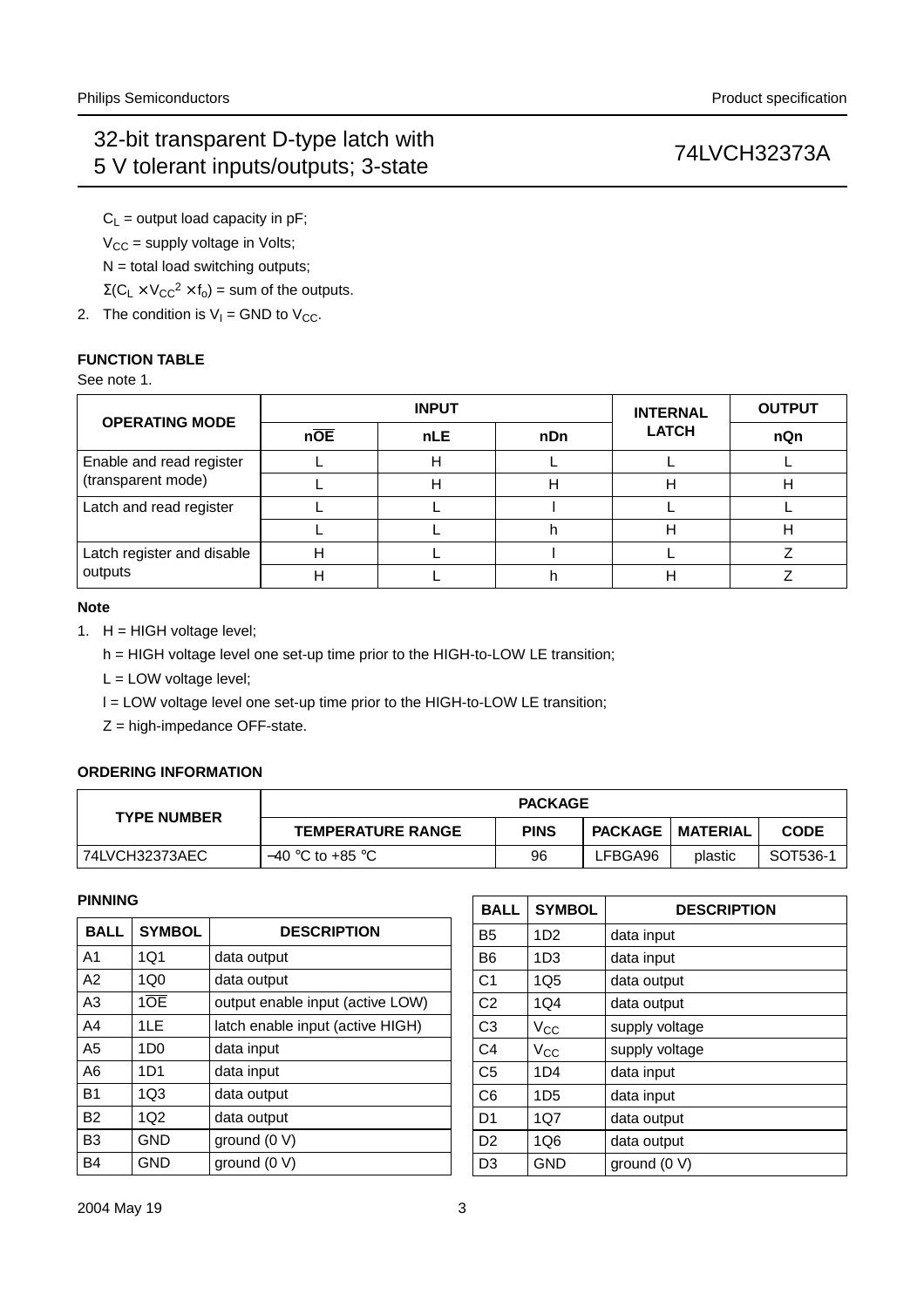$C_L$ = output load capacity in pF;

$V_{CC}$ = supply voltage in Volts;

N = total load switching outputs;

$\Sigma(C_L \times V_{CC}^2 \times f_o)$ = sum of the outputs.

2. The condition is $V_I$ = GND to $V_{CC}$.

### FUNCTION TABLE

See note 1.

| OPERATING MODE | INPUT | | | INTERNAL LATCH | OUTPUT |
|---|---|---|---|---|---|
| | $n\overline{OE}$ | nLE | nDn | | nQn |
| Enable and read register (transparent mode) | L | H | L | L | L |
| | L | H | H | H | H |
| Latch and read register | L | L | l | L | L |
| | L | L | h | H | H |
| Latch register and disable outputs | H | L | l | L | Z |
| | H | L | h | H | Z |

**Note**

1. H = HIGH voltage level;

   h = HIGH voltage level one set-up time prior to the HIGH-to-LOW LE transition;

   L = LOW voltage level;

   l = LOW voltage level one set-up time prior to the HIGH-to-LOW LE transition;

   Z = high-impedance OFF-state.

### ORDERING INFORMATION

| TYPE NUMBER | PACKAGE | | | | |
|---|---|---|---|---|---|
| | TEMPERATURE RANGE | PINS | PACKAGE | MATERIAL | CODE |
| 74LVCH32373AEC | −40 °C to +85 °C | 96 | LFBGA96 | plastic | SOT536-1 |

### PINNING

| BALL | SYMBOL | DESCRIPTION |
|---|---|---|
| A1 | 1Q1 | data output |
| A2 | 1Q0 | data output |
| A3 | $1\overline{OE}$ | output enable input (active LOW) |
| A4 | 1LE | latch enable input (active HIGH) |
| A5 | 1D0 | data input |
| A6 | 1D1 | data input |
| B1 | 1Q3 | data output |
| B2 | 1Q2 | data output |
| B3 | GND | ground (0 V) |
| B4 | GND | ground (0 V) |
| B5 | 1D2 | data input |
| B6 | 1D3 | data input |
| C1 | 1Q5 | data output |
| C2 | 1Q4 | data output |
| C3 | $V_{CC}$ | supply voltage |
| C4 | $V_{CC}$ | supply voltage |
| C5 | 1D4 | data input |
| C6 | 1D5 | data input |
| D1 | 1Q7 | data output |
| D2 | 1Q6 | data output |
| D3 | GND | ground (0 V) |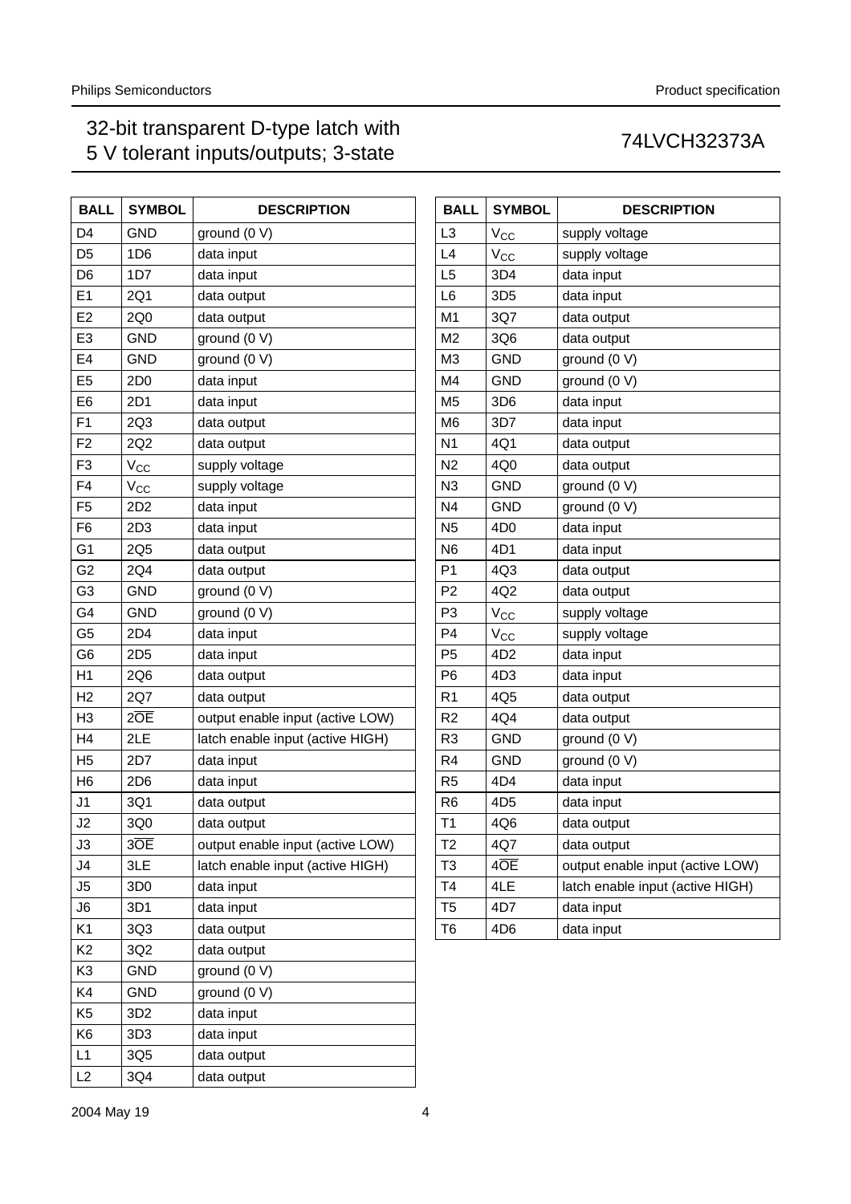| BALL | SYMBOL | DESCRIPTION |
| --- | --- | --- |
| D4 | GND | ground (0 V) |
| D5 | 1D6 | data input |
| D6 | 1D7 | data input |
| E1 | 2Q1 | data output |
| E2 | 2Q0 | data output |
| E3 | GND | ground (0 V) |
| E4 | GND | ground (0 V) |
| E5 | 2D0 | data input |
| E6 | 2D1 | data input |
| F1 | 2Q3 | data output |
| F2 | 2Q2 | data output |
| F3 | $V_{CC}$ | supply voltage |
| F4 | $V_{CC}$ | supply voltage |
| F5 | 2D2 | data input |
| F6 | 2D3 | data input |
| G1 | 2Q5 | data output |
| G2 | 2Q4 | data output |
| G3 | GND | ground (0 V) |
| G4 | GND | ground (0 V) |
| G5 | 2D4 | data input |
| G6 | 2D5 | data input |
| H1 | 2Q6 | data output |
| H2 | 2Q7 | data output |
| H3 | $2\overline{OE}$ | output enable input (active LOW) |
| H4 | 2LE | latch enable input (active HIGH) |
| H5 | 2D7 | data input |
| H6 | 2D6 | data input |
| J1 | 3Q1 | data output |
| J2 | 3Q0 | data output |
| J3 | $3\overline{OE}$ | output enable input (active LOW) |
| J4 | 3LE | latch enable input (active HIGH) |
| J5 | 3D0 | data input |
| J6 | 3D1 | data input |
| K1 | 3Q3 | data output |
| K2 | 3Q2 | data output |
| K3 | GND | ground (0 V) |
| K4 | GND | ground (0 V) |
| K5 | 3D2 | data input |
| K6 | 3D3 | data input |
| L1 | 3Q5 | data output |
| L2 | 3Q4 | data output |
| L3 | $V_{CC}$ | supply voltage |
| L4 | $V_{CC}$ | supply voltage |
| L5 | 3D4 | data input |
| L6 | 3D5 | data input |
| M1 | 3Q7 | data output |
| M2 | 3Q6 | data output |
| M3 | GND | ground (0 V) |
| M4 | GND | ground (0 V) |
| M5 | 3D6 | data input |
| M6 | 3D7 | data input |
| N1 | 4Q1 | data output |
| N2 | 4Q0 | data output |
| N3 | GND | ground (0 V) |
| N4 | GND | ground (0 V) |
| N5 | 4D0 | data input |
| N6 | 4D1 | data input |
| P1 | 4Q3 | data output |
| P2 | 4Q2 | data output |
| P3 | $V_{CC}$ | supply voltage |
| P4 | $V_{CC}$ | supply voltage |
| P5 | 4D2 | data input |
| P6 | 4D3 | data input |
| R1 | 4Q5 | data output |
| R2 | 4Q4 | data output |
| R3 | GND | ground (0 V) |
| R4 | GND | ground (0 V) |
| R5 | 4D4 | data input |
| R6 | 4D5 | data input |
| T1 | 4Q6 | data output |
| T2 | 4Q7 | data output |
| T3 | $4\overline{OE}$ | output enable input (active LOW) |
| T4 | 4LE | latch enable input (active HIGH) |
| T5 | 4D7 | data input |
| T6 | 4D6 | data input |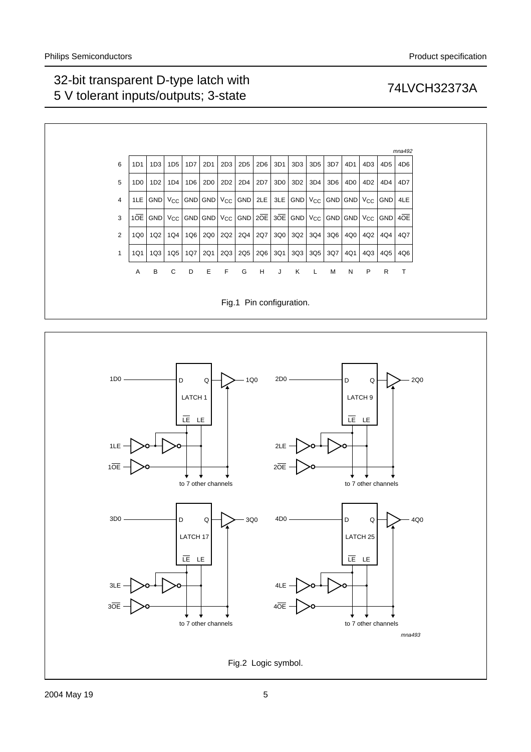| | A | B | C | D | E | F | G | H | J | K | L | M | N | P | R | T |
|---|---|---|---|---|---|---|---|---|---|---|---|---|---|---|---|---|
| 6 | 1D1 | 1D3 | 1D5 | 1D7 | 2D1 | 2D3 | 2D5 | 2D6 | 3D1 | 3D3 | 3D5 | 3D7 | 4D1 | 4D3 | 4D5 | 4D6 |
| 5 | 1D0 | 1D2 | 1D4 | 1D6 | 2D0 | 2D2 | 2D4 | 2D7 | 3D0 | 3D2 | 3D4 | 3D6 | 4D0 | 4D2 | 4D4 | 4D7 |
| 4 | 1LE | GND | $V_{CC}$ | GND | GND | $V_{CC}$ | GND | 2LE | 3LE | GND | $V_{CC}$ | GND | GND | $V_{CC}$ | GND | 4LE |
| 3 | $1\overline{OE}$ | GND | $V_{CC}$ | GND | GND | $V_{CC}$ | GND | $2\overline{OE}$ | $3\overline{OE}$ | GND | $V_{CC}$ | GND | GND | $V_{CC}$ | GND | $4\overline{OE}$ |
| 2 | 1Q0 | 1Q2 | 1Q4 | 1Q6 | 2Q0 | 2Q2 | 2Q4 | 2Q7 | 3Q0 | 3Q2 | 3Q4 | 3Q6 | 4Q0 | 4Q2 | 4Q4 | 4Q7 |
| 1 | 1Q1 | 1Q3 | 1Q5 | 1Q7 | 2Q1 | 2Q3 | 2Q5 | 2Q6 | 3Q1 | 3Q3 | 3Q5 | 3Q7 | 4Q1 | 4Q3 | 4Q5 | 4Q6 |

Fig.1 Pin configuration.

Fig.2 Logic symbol.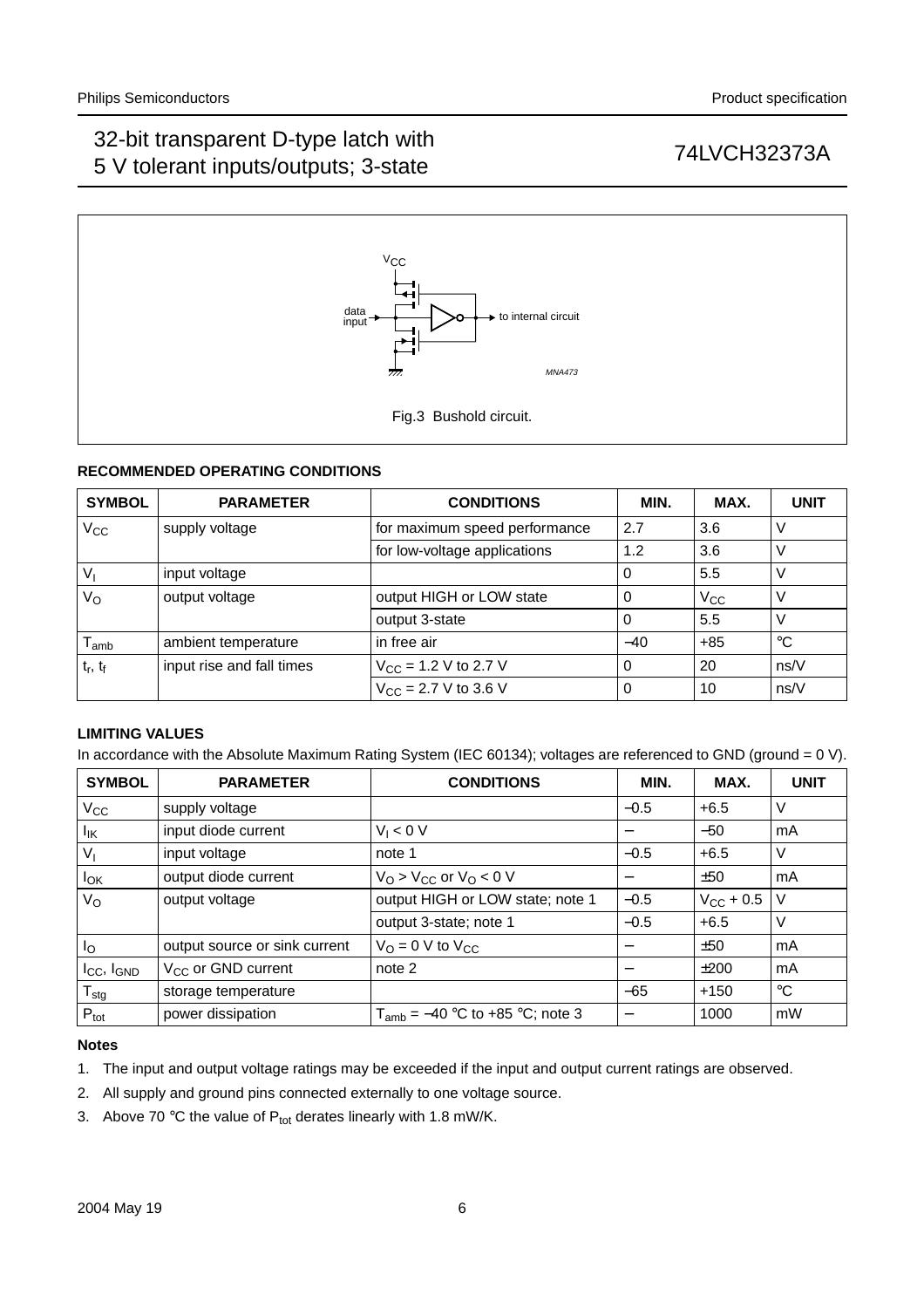Fig.3 Bushold circuit.

### RECOMMENDED OPERATING CONDITIONS

| SYMBOL | PARAMETER | CONDITIONS | MIN. | MAX. | UNIT |
|---|---|---|---|---|---|
| $V_{CC}$ | supply voltage | for maximum speed performance | 2.7 | 3.6 | V |
| | | for low-voltage applications | 1.2 | 3.6 | V |
| $V_I$ | input voltage | | 0 | 5.5 | V |
| $V_O$ | output voltage | output HIGH or LOW state | 0 | $V_{CC}$ | V |
| | | output 3-state | 0 | 5.5 | V |
| $T_{amb}$ | ambient temperature | in free air | −40 | +85 | °C |
| $t_r$, $t_f$ | input rise and fall times | $V_{CC}$ = 1.2 V to 2.7 V | 0 | 20 | ns/V |
| | | $V_{CC}$ = 2.7 V to 3.6 V | 0 | 10 | ns/V |

### LIMITING VALUES

In accordance with the Absolute Maximum Rating System (IEC 60134); voltages are referenced to GND (ground = 0 V).

| SYMBOL | PARAMETER | CONDITIONS | MIN. | MAX. | UNIT |
|---|---|---|---|---|---|
| $V_{CC}$ | supply voltage | | −0.5 | +6.5 | V |
| $I_{IK}$ | input diode current | $V_I < 0$ V | − | −50 | mA |
| $V_I$ | input voltage | note 1 | −0.5 | +6.5 | V |
| $I_{OK}$ | output diode current | $V_O > V_{CC}$ or $V_O < 0$ V | − | ±50 | mA |
| $V_O$ | output voltage | output HIGH or LOW state; note 1 | −0.5 | $V_{CC}$ + 0.5 | V |
| | | output 3-state; note 1 | −0.5 | +6.5 | V |
| $I_O$ | output source or sink current | $V_O$ = 0 V to $V_{CC}$ | − | ±50 | mA |
| $I_{CC}$, $I_{GND}$ | $V_{CC}$ or GND current | note 2 | − | ±200 | mA |
| $T_{stg}$ | storage temperature | | −65 | +150 | °C |
| $P_{tot}$ | power dissipation | $T_{amb}$ = −40 °C to +85 °C; note 3 | − | 1000 | mW |

**Notes**

1. The input and output voltage ratings may be exceeded if the input and output current ratings are observed.
2. All supply and ground pins connected externally to one voltage source.
3. Above 70 °C the value of $P_{tot}$ derates linearly with 1.8 mW/K.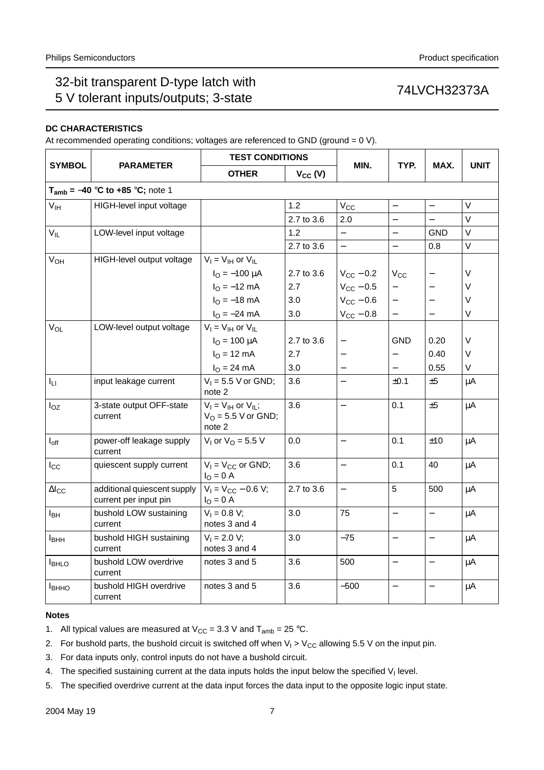## DC CHARACTERISTICS

At recommended operating conditions; voltages are referenced to GND (ground = 0 V).

| SYMBOL | PARAMETER | TEST CONDITIONS | | MIN. | TYP. | MAX. | UNIT |
|---|---|---|---|---|---|---|---|
| | | OTHER | $V_{CC}$ (V) | | | | |
| **$T_{amb}$ = −40 °C to +85 °C;** note 1 | | | | | | | |
| $V_{IH}$ | HIGH-level input voltage | | 1.2 | $V_{CC}$ | − | − | V |
| | | | 2.7 to 3.6 | 2.0 | − | − | V |
| $V_{IL}$ | LOW-level input voltage | | 1.2 | − | − | GND | V |
| | | | 2.7 to 3.6 | − | − | 0.8 | V |
| $V_{OH}$ | HIGH-level output voltage | $V_I = V_{IH}$ or $V_{IL}$ | | | | | |
| | | $I_O$ = −100 μA | 2.7 to 3.6 | $V_{CC}$ − 0.2 | $V_{CC}$ | − | V |
| | | $I_O$ = −12 mA | 2.7 | $V_{CC}$ − 0.5 | − | − | V |
| | | $I_O$ = −18 mA | 3.0 | $V_{CC}$ − 0.6 | − | − | V |
| | | $I_O$ = −24 mA | 3.0 | $V_{CC}$ − 0.8 | − | − | V |
| $V_{OL}$ | LOW-level output voltage | $V_I = V_{IH}$ or $V_{IL}$ | | | | | |
| | | $I_O$ = 100 μA | 2.7 to 3.6 | − | GND | 0.20 | V |
| | | $I_O$ = 12 mA | 2.7 | − | − | 0.40 | V |
| | | $I_O$ = 24 mA | 3.0 | − | − | 0.55 | V |
| $I_{LI}$ | input leakage current | $V_I$ = 5.5 V or GND; note 2 | 3.6 | − | ±0.1 | ±5 | μA |
| $I_{OZ}$ | 3-state output OFF-state current | $V_I = V_{IH}$ or $V_{IL}$; $V_O$ = 5.5 V or GND; note 2 | 3.6 | − | 0.1 | ±5 | μA |
| $I_{off}$ | power-off leakage supply current | $V_I$ or $V_O$ = 5.5 V | 0.0 | − | 0.1 | ±10 | μA |
| $I_{CC}$ | quiescent supply current | $V_I = V_{CC}$ or GND; $I_O$ = 0 A | 3.6 | − | 0.1 | 40 | μA |
| $\Delta I_{CC}$ | additional quiescent supply current per input pin | $V_I = V_{CC}$ − 0.6 V; $I_O$ = 0 A | 2.7 to 3.6 | − | 5 | 500 | μA |
| $I_{BH}$ | bushold LOW sustaining current | $V_I$ = 0.8 V; notes 3 and 4 | 3.0 | 75 | − | − | μA |
| $I_{BHH}$ | bushold HIGH sustaining current | $V_I$ = 2.0 V; notes 3 and 4 | 3.0 | −75 | − | − | μA |
| $I_{BHLO}$ | bushold LOW overdrive current | notes 3 and 5 | 3.6 | 500 | − | − | μA |
| $I_{BHHO}$ | bushold HIGH overdrive current | notes 3 and 5 | 3.6 | −500 | − | − | μA |

### Notes

1. All typical values are measured at $V_{CC}$ = 3.3 V and $T_{amb}$ = 25 °C.
2. For bushold parts, the bushold circuit is switched off when $V_I > V_{CC}$ allowing 5.5 V on the input pin.
3. For data inputs only, control inputs do not have a bushold circuit.
4. The specified sustaining current at the data inputs holds the input below the specified $V_I$ level.
5. The specified overdrive current at the data input forces the data input to the opposite logic input state.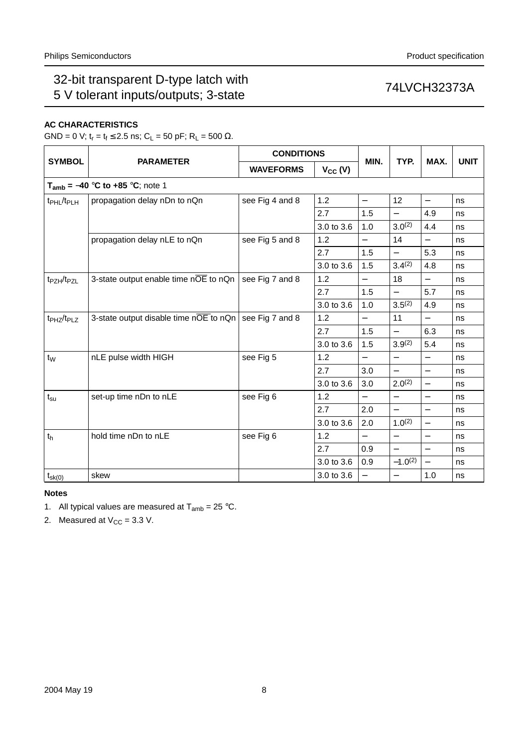### AC CHARACTERISTICS

GND = 0 V; $t_r = t_f \leq 2.5$ ns; $C_L = 50$ pF; $R_L = 500\ \Omega$.

| SYMBOL | PARAMETER | CONDITIONS | | MIN. | TYP. | MAX. | UNIT |
|---|---|---|---|---|---|---|---|
| | | WAVEFORMS | $V_{CC}$ (V) | | | | |
| **$T_{amb}$ = −40 °C to +85 °C**; note 1 | | | | | | | |
| $t_{PHL}/t_{PLH}$ | propagation delay nDn to nQn | see Fig 4 and 8 | 1.2 | − | 12 | − | ns |
| | | | 2.7 | 1.5 | − | 4.9 | ns |
| | | | 3.0 to 3.6 | 1.0 | 3.0(2) | 4.4 | ns |
| | propagation delay nLE to nQn | see Fig 5 and 8 | 1.2 | − | 14 | − | ns |
| | | | 2.7 | 1.5 | − | 5.3 | ns |
| | | | 3.0 to 3.6 | 1.5 | 3.4(2) | 4.8 | ns |
| $t_{PZH}/t_{PZL}$ | 3-state output enable time n$\overline{OE}$ to nQn | see Fig 7 and 8 | 1.2 | − | 18 | − | ns |
| | | | 2.7 | 1.5 | − | 5.7 | ns |
| | | | 3.0 to 3.6 | 1.0 | 3.5(2) | 4.9 | ns |
| $t_{PHZ}/t_{PLZ}$ | 3-state output disable time n$\overline{OE}$ to nQn | see Fig 7 and 8 | 1.2 | − | 11 | − | ns |
| | | | 2.7 | 1.5 | − | 6.3 | ns |
| | | | 3.0 to 3.6 | 1.5 | 3.9(2) | 5.4 | ns |
| $t_W$ | nLE pulse width HIGH | see Fig 5 | 1.2 | − | − | − | ns |
| | | | 2.7 | 3.0 | − | − | ns |
| | | | 3.0 to 3.6 | 3.0 | 2.0(2) | − | ns |
| $t_{su}$ | set-up time nDn to nLE | see Fig 6 | 1.2 | − | − | − | ns |
| | | | 2.7 | 2.0 | − | − | ns |
| | | | 3.0 to 3.6 | 2.0 | 1.0(2) | − | ns |
| $t_h$ | hold time nDn to nLE | see Fig 6 | 1.2 | − | − | − | ns |
| | | | 2.7 | 0.9 | − | − | ns |
| | | | 3.0 to 3.6 | 0.9 | −1.0(2) | − | ns |
| $t_{sk(0)}$ | skew | | 3.0 to 3.6 | − | − | 1.0 | ns |

**Notes**

1. All typical values are measured at $T_{amb}$ = 25 °C.
2. Measured at $V_{CC}$ = 3.3 V.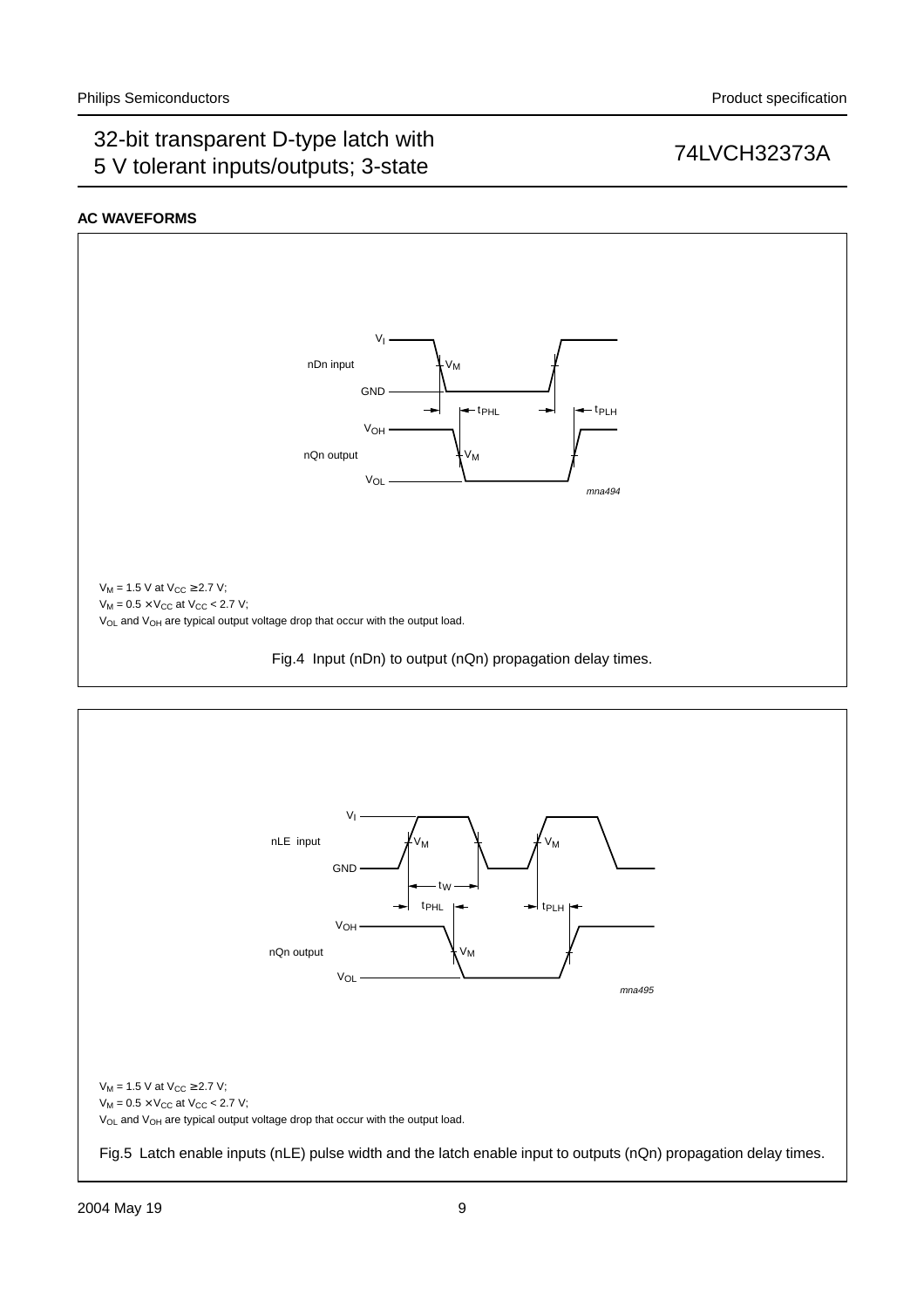## AC WAVEFORMS

$V_M$ = 1.5 V at $V_{CC} \geq 2.7$ V;

$V_M = 0.5 \times V_{CC}$ at $V_{CC} < 2.7$ V;

$V_{OL}$ and $V_{OH}$ are typical output voltage drop that occur with the output load.

Fig.4 Input (nDn) to output (nQn) propagation delay times.

$V_M$ = 1.5 V at $V_{CC} \geq 2.7$ V;

$V_M = 0.5 \times V_{CC}$ at $V_{CC} < 2.7$ V;

$V_{OL}$ and $V_{OH}$ are typical output voltage drop that occur with the output load.

Fig.5 Latch enable inputs (nLE) pulse width and the latch enable input to outputs (nQn) propagation delay times.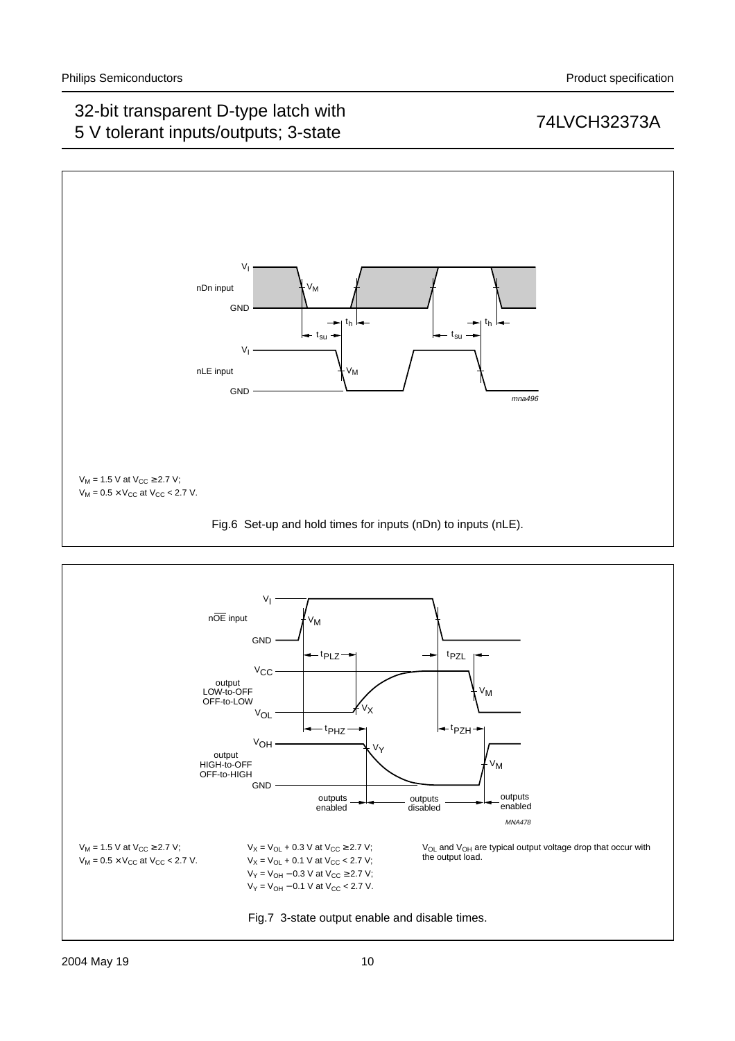$V_M$ = 1.5 V at $V_{CC} \geq 2.7$ V;
$V_M = 0.5 \times V_{CC}$ at $V_{CC} < 2.7$ V.

Fig.6 Set-up and hold times for inputs (nDn) to inputs (nLE).

$V_M$ = 1.5 V at $V_{CC} \geq 2.7$ V;
$V_M = 0.5 \times V_{CC}$ at $V_{CC} < 2.7$ V.

$V_X = V_{OL} + 0.3$ V at $V_{CC} \geq 2.7$ V;
$V_X = V_{OL} + 0.1$ V at $V_{CC} < 2.7$ V;
$V_Y = V_{OH} - 0.3$ V at $V_{CC} \geq 2.7$ V;
$V_Y = V_{OH} - 0.1$ V at $V_{CC} < 2.7$ V.

$V_{OL}$ and $V_{OH}$ are typical output voltage drop that occur with the output load.

Fig.7 3-state output enable and disable times.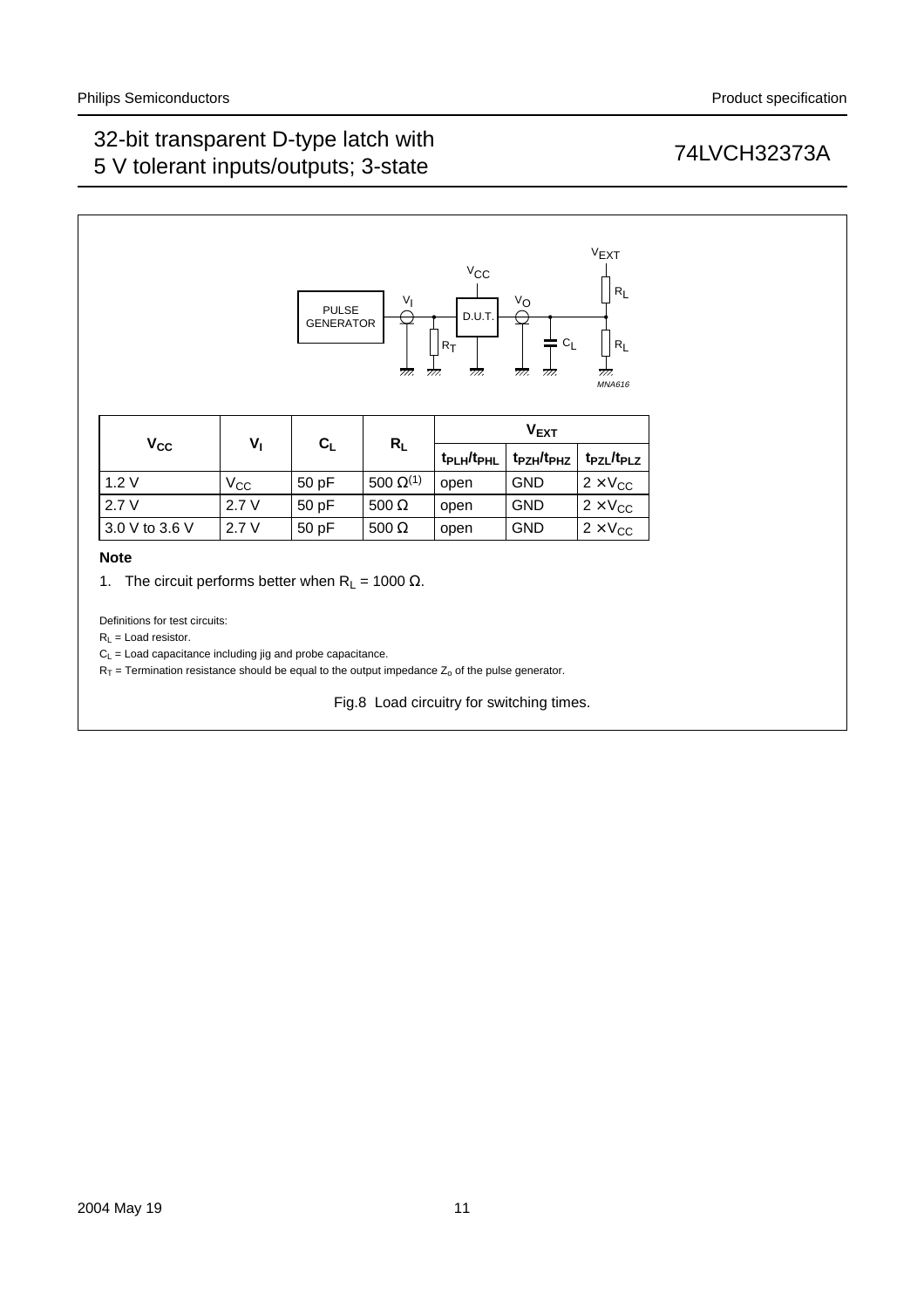| $V_{CC}$ | $V_I$ | $C_L$ | $R_L$ | $V_{EXT}$ | | |
|---|---|---|---|---|---|---|
| | | | | $t_{PLH}/t_{PHL}$ | $t_{PZH}/t_{PHZ}$ | $t_{PZL}/t_{PLZ}$ |
| 1.2 V | $V_{CC}$ | 50 pF | 500 Ω[(1)] | open | GND | 2 × $V_{CC}$ |
| 2.7 V | 2.7 V | 50 pF | 500 Ω | open | GND | 2 × $V_{CC}$ |
| 3.0 V to 3.6 V | 2.7 V | 50 pF | 500 Ω | open | GND | 2 × $V_{CC}$ |

**Note**

1. The circuit performs better when $R_L$ = 1000 Ω.

Definitions for test circuits:

$R_L$ = Load resistor.

$C_L$ = Load capacitance including jig and probe capacitance.

$R_T$ = Termination resistance should be equal to the output impedance $Z_o$ of the pulse generator.

Fig.8 Load circuitry for switching times.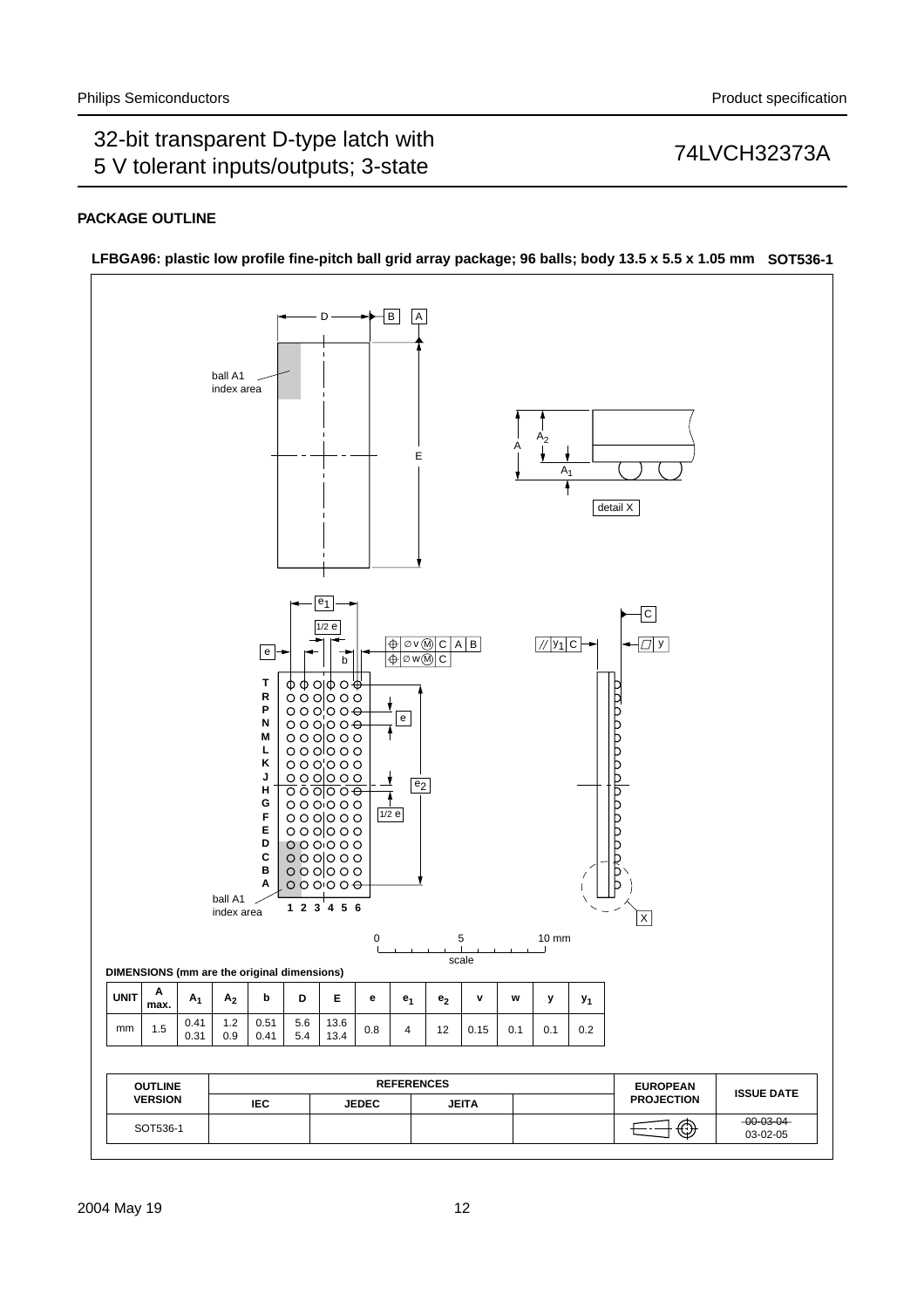## PACKAGE OUTLINE

**LFBGA96: plastic low profile fine-pitch ball grid array package; 96 balls; body 13.5 x 5.5 x 1.05 mm SOT536-1**

**DIMENSIONS (mm are the original dimensions)**

| UNIT | A max. | $A_1$ | $A_2$ | b | D | E | e | $e_1$ | $e_2$ | v | w | y | $y_1$ |
|---|---|---|---|---|---|---|---|---|---|---|---|---|---|
| mm | 1.5 | 0.41<br>0.31 | 1.2<br>0.9 | 0.51<br>0.41 | 5.6<br>5.4 | 13.6<br>13.4 | 0.8 | 4 | 12 | 0.15 | 0.1 | 0.1 | 0.2 |

| OUTLINE VERSION | REFERENCES | | | | EUROPEAN PROJECTION | ISSUE DATE |
|---|---|---|---|---|---|---|
| | IEC | JEDEC | JEITA | | | |
| SOT536-1 | | | | | | ~~00-03-04~~<br>03-02-05 |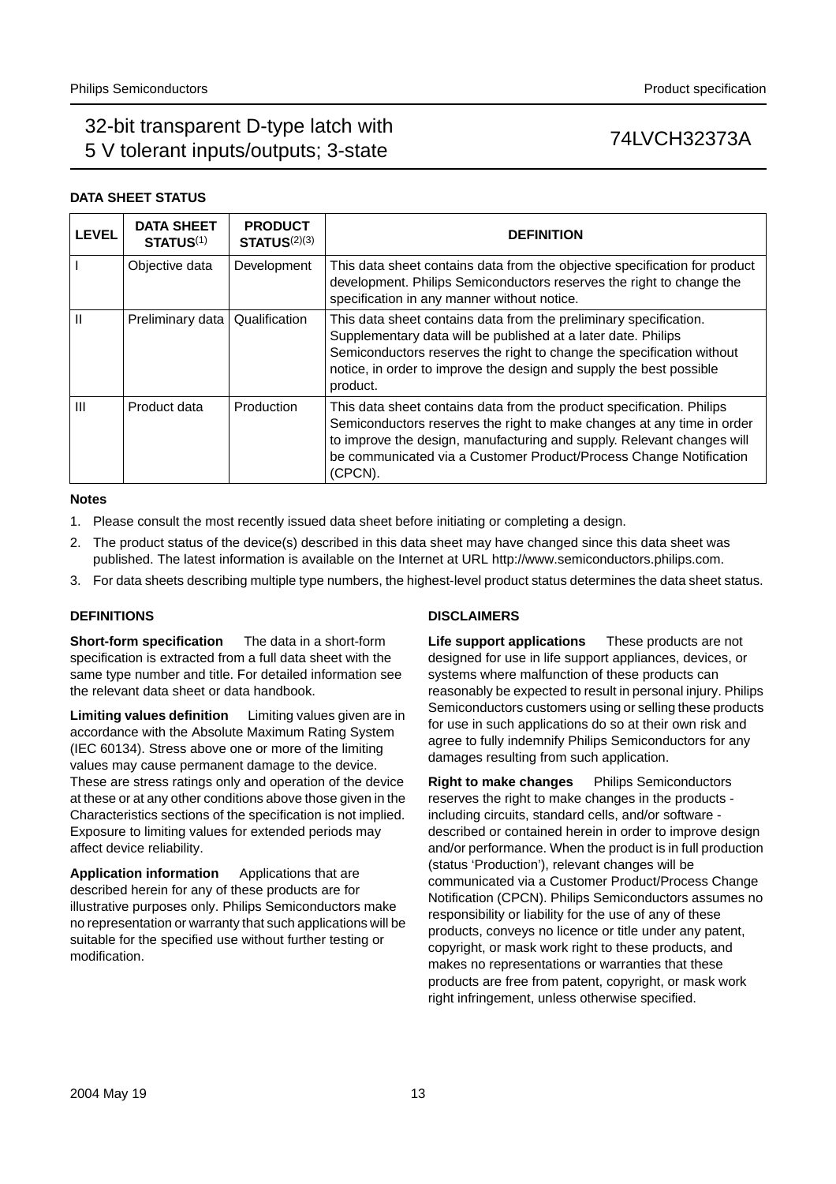## DATA SHEET STATUS

| LEVEL | DATA SHEET STATUS[1] | PRODUCT STATUS[2][3] | DEFINITION |
|---|---|---|---|
| I | Objective data | Development | This data sheet contains data from the objective specification for product development. Philips Semiconductors reserves the right to change the specification in any manner without notice. |
| II | Preliminary data | Qualification | This data sheet contains data from the preliminary specification. Supplementary data will be published at a later date. Philips Semiconductors reserves the right to change the specification without notice, in order to improve the design and supply the best possible product. |
| III | Product data | Production | This data sheet contains data from the product specification. Philips Semiconductors reserves the right to make changes at any time in order to improve the design, manufacturing and supply. Relevant changes will be communicated via a Customer Product/Process Change Notification (CPCN). |

**Notes**

1. Please consult the most recently issued data sheet before initiating or completing a design.
2. The product status of the device(s) described in this data sheet may have changed since this data sheet was published. The latest information is available on the Internet at URL http://www.semiconductors.philips.com.
3. For data sheets describing multiple type numbers, the highest-level product status determines the data sheet status.

## DEFINITIONS

**Short-form specification** The data in a short-form specification is extracted from a full data sheet with the same type number and title. For detailed information see the relevant data sheet or data handbook.

**Limiting values definition** Limiting values given are in accordance with the Absolute Maximum Rating System (IEC 60134). Stress above one or more of the limiting values may cause permanent damage to the device. These are stress ratings only and operation of the device at these or at any other conditions above those given in the Characteristics sections of the specification is not implied. Exposure to limiting values for extended periods may affect device reliability.

**Application information** Applications that are described herein for any of these products are for illustrative purposes only. Philips Semiconductors make no representation or warranty that such applications will be suitable for the specified use without further testing or modification.

## DISCLAIMERS

**Life support applications** These products are not designed for use in life support appliances, devices, or systems where malfunction of these products can reasonably be expected to result in personal injury. Philips Semiconductors customers using or selling these products for use in such applications do so at their own risk and agree to fully indemnify Philips Semiconductors for any damages resulting from such application.

**Right to make changes** Philips Semiconductors reserves the right to make changes in the products - including circuits, standard cells, and/or software - described or contained herein in order to improve design and/or performance. When the product is in full production (status 'Production'), relevant changes will be communicated via a Customer Product/Process Change Notification (CPCN). Philips Semiconductors assumes no responsibility or liability for the use of any of these products, conveys no licence or title under any patent, copyright, or mask work right to these products, and makes no representations or warranties that these products are free from patent, copyright, or mask work right infringement, unless otherwise specified.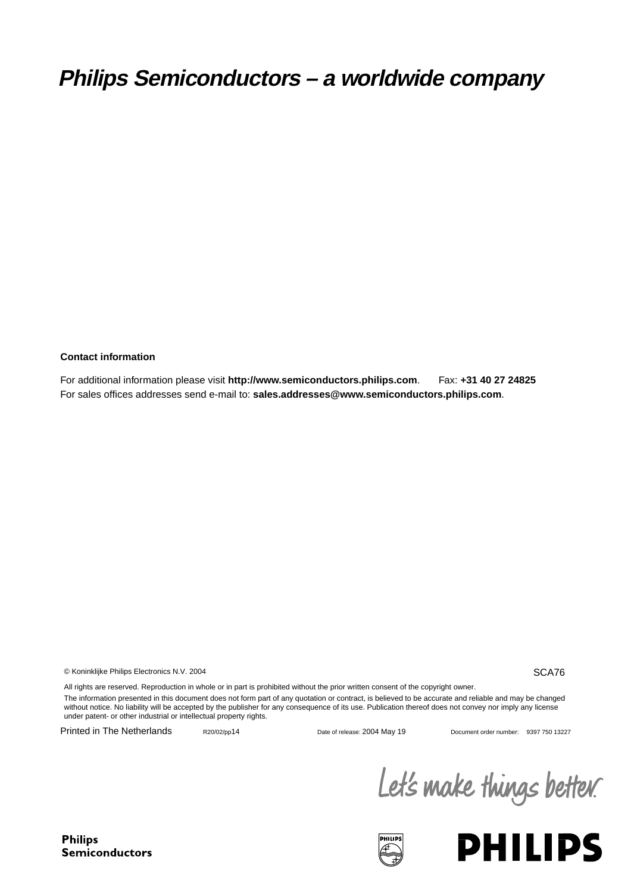# *Philips Semiconductors – a worldwide company*

**Contact information**

For additional information please visit **http://www.semiconductors.philips.com**. Fax: **+31 40 27 24825**
For sales offices addresses send e-mail to: **sales.addresses@www.semiconductors.philips.com**.

© Koninklijke Philips Electronics N.V. 2004

SCA76

All rights are reserved. Reproduction in whole or in part is prohibited without the prior written consent of the copyright owner.

The information presented in this document does not form part of any quotation or contract, is believed to be accurate and reliable and may be changed without notice. No liability will be accepted by the publisher for any consequence of its use. Publication thereof does not convey nor imply any license under patent- or other industrial or intellectual property rights.

Printed in The Netherlands R20/02/pp14 Date of release: 2004 May 19 Document order number: 9397 750 13227

Let's make things better.

Philips Semiconductors

PHILIPS